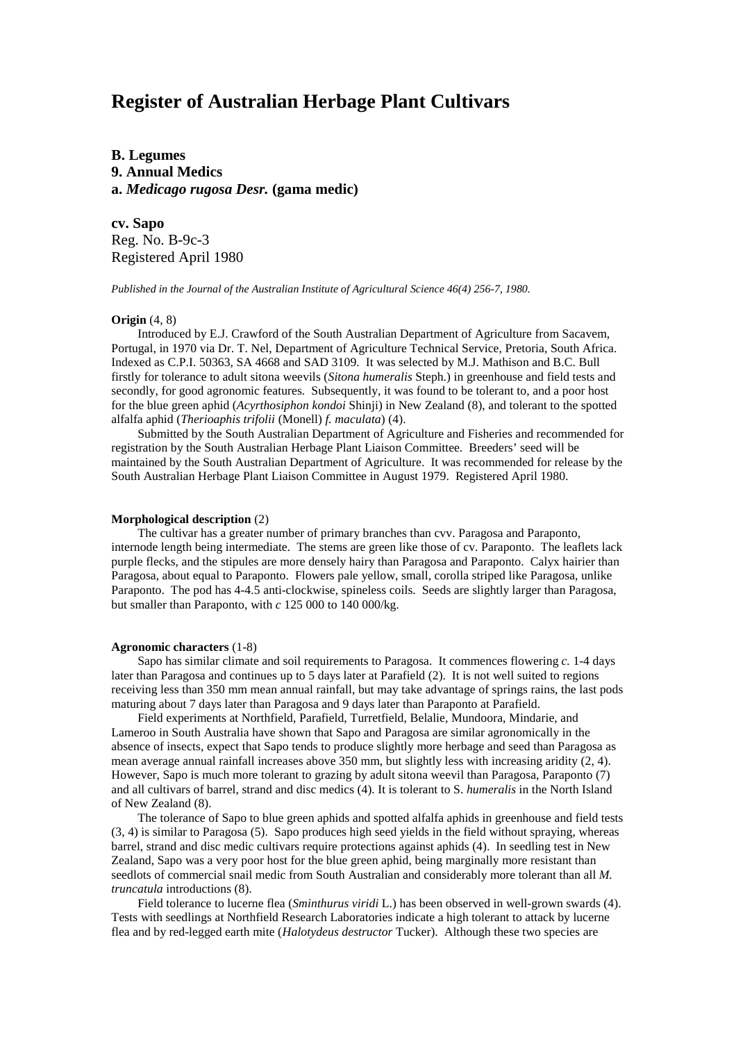# Register of Australian Herbage Plant Cultivars

**B. Legumes**
**9. Annual Medics**
**a. *Medicago rugosa Desr.* (gama medic)**

**cv. Sapo**
Reg. No. B-9c-3
Registered April 1980

*Published in the Journal of the Australian Institute of Agricultural Science 46(4) 256-7, 1980.*

**Origin** (4, 8)

Introduced by E.J. Crawford of the South Australian Department of Agriculture from Sacavem, Portugal, in 1970 via Dr. T. Nel, Department of Agriculture Technical Service, Pretoria, South Africa. Indexed as C.P.I. 50363, SA 4668 and SAD 3109. It was selected by M.J. Mathison and B.C. Bull firstly for tolerance to adult sitona weevils (*Sitona humeralis* Steph.) in greenhouse and field tests and secondly, for good agronomic features. Subsequently, it was found to be tolerant to, and a poor host for the blue green aphid (*Acyrthosiphon kondoi* Shinji) in New Zealand (8), and tolerant to the spotted alfalfa aphid (*Therioaphis trifolii* (Monell) *f. maculata*) (4).

Submitted by the South Australian Department of Agriculture and Fisheries and recommended for registration by the South Australian Herbage Plant Liaison Committee. Breeders' seed will be maintained by the South Australian Department of Agriculture. It was recommended for release by the South Australian Herbage Plant Liaison Committee in August 1979. Registered April 1980.

**Morphological description** (2)

The cultivar has a greater number of primary branches than cvv. Paragosa and Paraponto, internode length being intermediate. The stems are green like those of cv. Paraponto. The leaflets lack purple flecks, and the stipules are more densely hairy than Paragosa and Paraponto. Calyx hairier than Paragosa, about equal to Paraponto. Flowers pale yellow, small, corolla striped like Paragosa, unlike Paraponto. The pod has 4-4.5 anti-clockwise, spineless coils. Seeds are slightly larger than Paragosa, but smaller than Paraponto, with *c* 125 000 to 140 000/kg.

**Agronomic characters** (1-8)

Sapo has similar climate and soil requirements to Paragosa. It commences flowering *c.* 1-4 days later than Paragosa and continues up to 5 days later at Parafield (2). It is not well suited to regions receiving less than 350 mm mean annual rainfall, but may take advantage of springs rains, the last pods maturing about 7 days later than Paragosa and 9 days later than Paraponto at Parafield.

Field experiments at Northfield, Parafield, Turretfield, Belalie, Mundoora, Mindarie, and Lameroo in South Australia have shown that Sapo and Paragosa are similar agronomically in the absence of insects, expect that Sapo tends to produce slightly more herbage and seed than Paragosa as mean average annual rainfall increases above 350 mm, but slightly less with increasing aridity (2, 4). However, Sapo is much more tolerant to grazing by adult sitona weevil than Paragosa, Paraponto (7) and all cultivars of barrel, strand and disc medics (4). It is tolerant to S. *humeralis* in the North Island of New Zealand (8).

The tolerance of Sapo to blue green aphids and spotted alfalfa aphids in greenhouse and field tests (3, 4) is similar to Paragosa (5). Sapo produces high seed yields in the field without spraying, whereas barrel, strand and disc medic cultivars require protections against aphids (4). In seedling test in New Zealand, Sapo was a very poor host for the blue green aphid, being marginally more resistant than seedlots of commercial snail medic from South Australian and considerably more tolerant than all *M. truncatula* introductions (8).

Field tolerance to lucerne flea (*Sminthurus viridi* L.) has been observed in well-grown swards (4). Tests with seedlings at Northfield Research Laboratories indicate a high tolerant to attack by lucerne flea and by red-legged earth mite (*Halotydeus destructor* Tucker). Although these two species are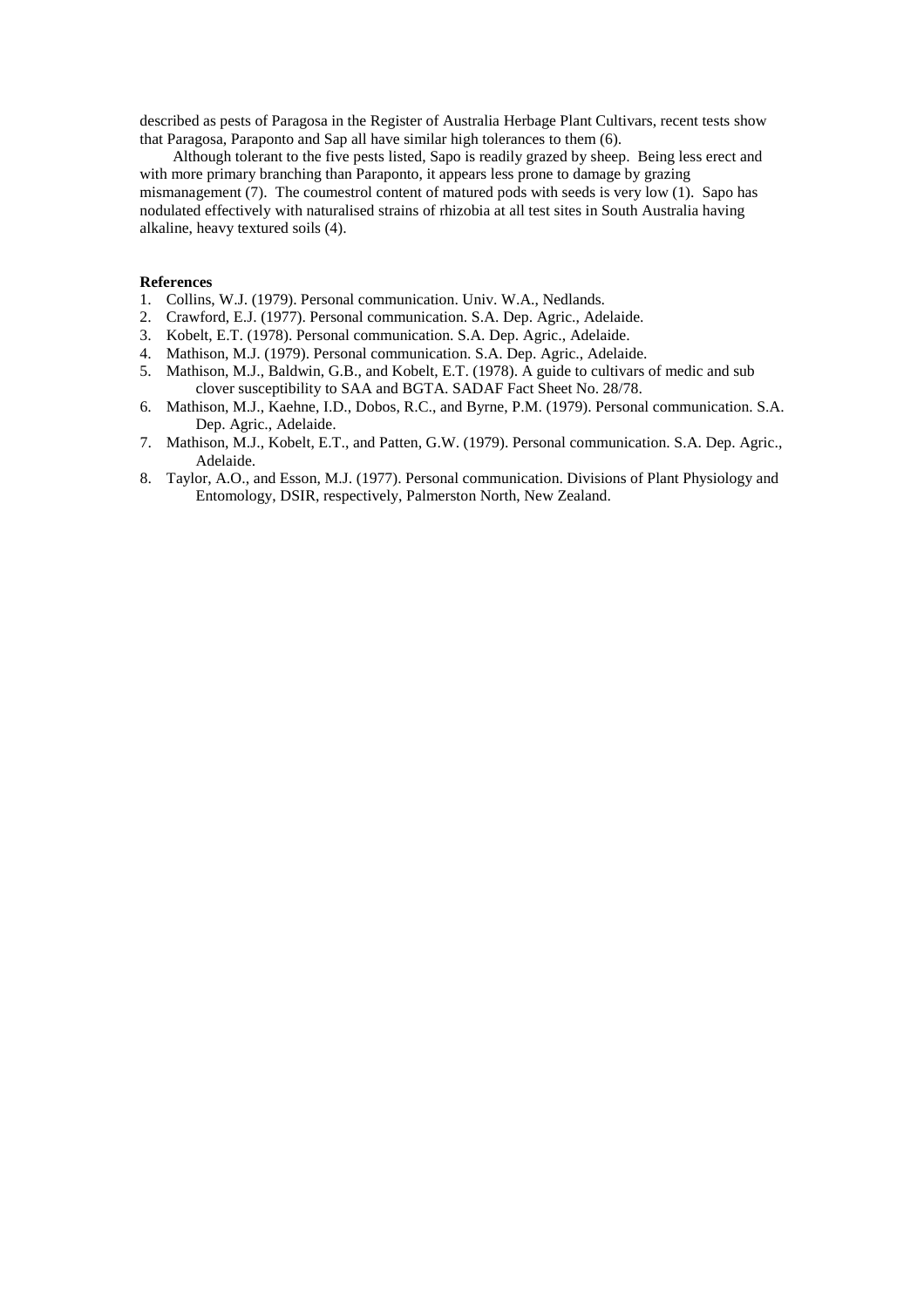described as pests of Paragosa in the Register of Australia Herbage Plant Cultivars, recent tests show that Paragosa, Paraponto and Sap all have similar high tolerances to them (6).

Although tolerant to the five pests listed, Sapo is readily grazed by sheep. Being less erect and with more primary branching than Paraponto, it appears less prone to damage by grazing mismanagement (7). The coumestrol content of matured pods with seeds is very low (1). Sapo has nodulated effectively with naturalised strains of rhizobia at all test sites in South Australia having alkaline, heavy textured soils (4).

**References**

1. Collins, W.J. (1979). Personal communication. Univ. W.A., Nedlands.
2. Crawford, E.J. (1977). Personal communication. S.A. Dep. Agric., Adelaide.
3. Kobelt, E.T. (1978). Personal communication. S.A. Dep. Agric., Adelaide.
4. Mathison, M.J. (1979). Personal communication. S.A. Dep. Agric., Adelaide.
5. Mathison, M.J., Baldwin, G.B., and Kobelt, E.T. (1978). A guide to cultivars of medic and sub clover susceptibility to SAA and BGTA. SADAF Fact Sheet No. 28/78.
6. Mathison, M.J., Kaehne, I.D., Dobos, R.C., and Byrne, P.M. (1979). Personal communication. S.A. Dep. Agric., Adelaide.
7. Mathison, M.J., Kobelt, E.T., and Patten, G.W. (1979). Personal communication. S.A. Dep. Agric., Adelaide.
8. Taylor, A.O., and Esson, M.J. (1977). Personal communication. Divisions of Plant Physiology and Entomology, DSIR, respectively, Palmerston North, New Zealand.